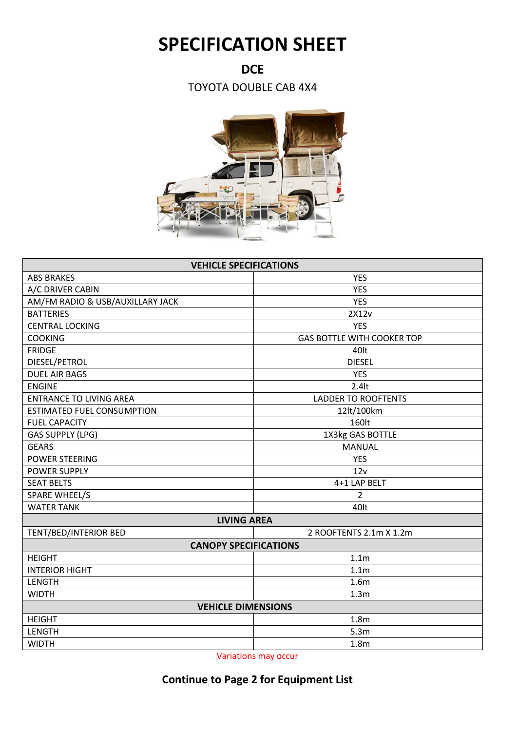# SPECIFICATION SHEET

## DCE

TOYOTA DOUBLE CAB 4X4

| VEHICLE SPECIFICATIONS | |
|---|---|
| ABS BRAKES | YES |
| A/C DRIVER CABIN | YES |
| AM/FM RADIO & USB/AUXILLARY JACK | YES |
| BATTERIES | 2X12v |
| CENTRAL LOCKING | YES |
| COOKING | GAS BOTTLE WITH COOKER TOP |
| FRIDGE | 40lt |
| DIESEL/PETROL | DIESEL |
| DUEL AIR BAGS | YES |
| ENGINE | 2.4lt |
| ENTRANCE TO LIVING AREA | LADDER TO ROOFTENTS |
| ESTIMATED FUEL CONSUMPTION | 12lt/100km |
| FUEL CAPACITY | 160lt |
| GAS SUPPLY (LPG) | 1X3kg GAS BOTTLE |
| GEARS | MANUAL |
| POWER STEERING | YES |
| POWER SUPPLY | 12v |
| SEAT BELTS | 4+1 LAP BELT |
| SPARE WHEEL/S | 2 |
| WATER TANK | 40lt |
| **LIVING AREA** | |
| TENT/BED/INTERIOR BED | 2 ROOFTENTS 2.1m X 1.2m |
| **CANOPY SPECIFICATIONS** | |
| HEIGHT | 1.1m |
| INTERIOR HIGHT | 1.1m |
| LENGTH | 1.6m |
| WIDTH | 1.3m |
| **VEHICLE DIMENSIONS** | |
| HEIGHT | 1.8m |
| LENGTH | 5.3m |
| WIDTH | 1.8m |

Variations may occur

**Continue to Page 2 for Equipment List**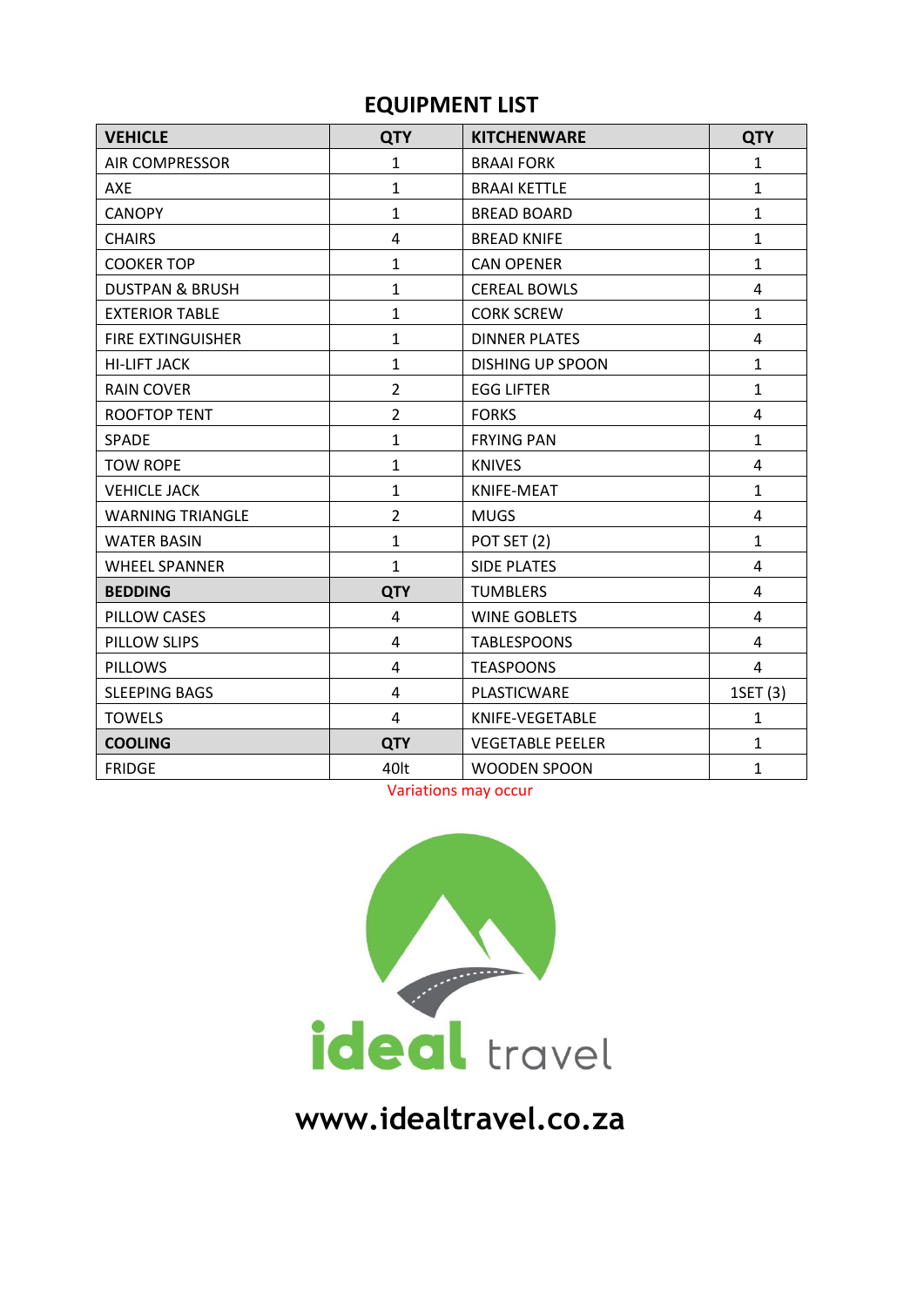# EQUIPMENT LIST

| **VEHICLE** | **QTY** | **KITCHENWARE** | **QTY** |
|---|---|---|---|
| AIR COMPRESSOR | 1 | BRAAI FORK | 1 |
| AXE | 1 | BRAAI KETTLE | 1 |
| CANOPY | 1 | BREAD BOARD | 1 |
| CHAIRS | 4 | BREAD KNIFE | 1 |
| COOKER TOP | 1 | CAN OPENER | 1 |
| DUSTPAN & BRUSH | 1 | CEREAL BOWLS | 4 |
| EXTERIOR TABLE | 1 | CORK SCREW | 1 |
| FIRE EXTINGUISHER | 1 | DINNER PLATES | 4 |
| HI-LIFT JACK | 1 | DISHING UP SPOON | 1 |
| RAIN COVER | 2 | EGG LIFTER | 1 |
| ROOFTOP TENT | 2 | FORKS | 4 |
| SPADE | 1 | FRYING PAN | 1 |
| TOW ROPE | 1 | KNIVES | 4 |
| VEHICLE JACK | 1 | KNIFE-MEAT | 1 |
| WARNING TRIANGLE | 2 | MUGS | 4 |
| WATER BASIN | 1 | POT SET (2) | 1 |
| WHEEL SPANNER | 1 | SIDE PLATES | 4 |
| **BEDDING** | **QTY** | TUMBLERS | 4 |
| PILLOW CASES | 4 | WINE GOBLETS | 4 |
| PILLOW SLIPS | 4 | TABLESPOONS | 4 |
| PILLOWS | 4 | TEASPOONS | 4 |
| SLEEPING BAGS | 4 | PLASTICWARE | 1SET (3) |
| TOWELS | 4 | KNIFE-VEGETABLE | 1 |
| **COOLING** | **QTY** | VEGETABLE PEELER | 1 |
| FRIDGE | 40lt | WOODEN SPOON | 1 |

Variations may occur

ideal travel

**www.idealtravel.co.za**